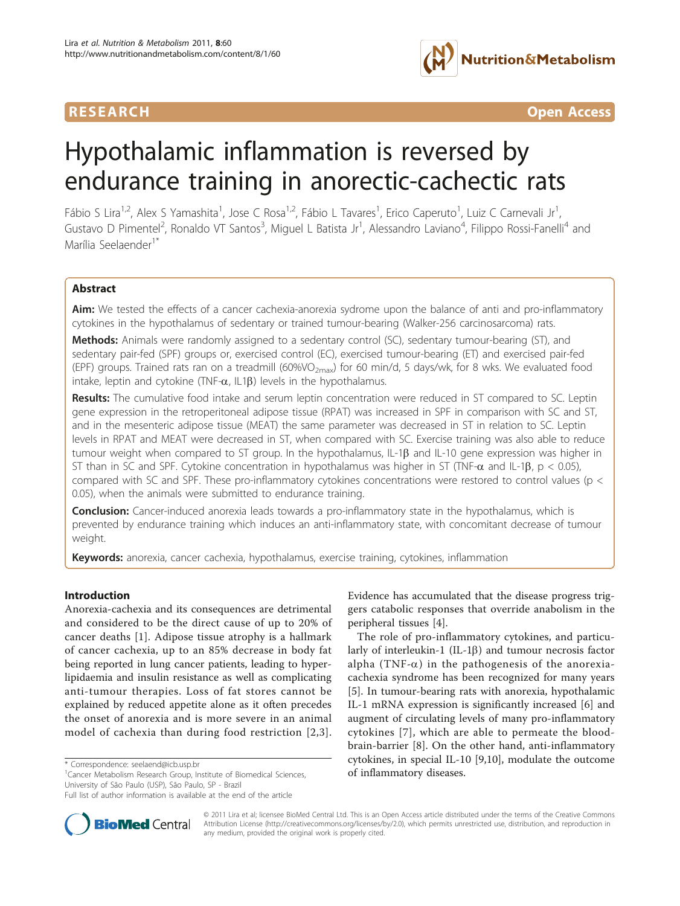RESEARCH **Open Access**

# Hypothalamic inflammation is reversed by endurance training in anorectic-cachectic rats

Fábio S Lira[1,2], Alex S Yamashita[1], Jose C Rosa[1,2], Fábio L Tavares[1], Erico Caperuto[1], Luiz C Carnevali Jr[1], Gustavo D Pimentel[2], Ronaldo VT Santos[3], Miguel L Batista Jr[1], Alessandro Laviano[4], Filippo Rossi-Fanelli[4] and Marília Seelaender[1*]

## Abstract

**Aim:** We tested the effects of a cancer cachexia-anorexia sydrome upon the balance of anti and pro-inflammatory cytokines in the hypothalamus of sedentary or trained tumour-bearing (Walker-256 carcinosarcoma) rats.

**Methods:** Animals were randomly assigned to a sedentary control (SC), sedentary tumour-bearing (ST), and sedentary pair-fed (SPF) groups or, exercised control (EC), exercised tumour-bearing (ET) and exercised pair-fed (EPF) groups. Trained rats ran on a treadmill (60%$VO_{2max}$) for 60 min/d, 5 days/wk, for 8 wks. We evaluated food intake, leptin and cytokine (TNF-α, IL1β) levels in the hypothalamus.

**Results:** The cumulative food intake and serum leptin concentration were reduced in ST compared to SC. Leptin gene expression in the retroperitoneal adipose tissue (RPAT) was increased in SPF in comparison with SC and ST, and in the mesenteric adipose tissue (MEAT) the same parameter was decreased in ST in relation to SC. Leptin levels in RPAT and MEAT were decreased in ST, when compared with SC. Exercise training was also able to reduce tumour weight when compared to ST group. In the hypothalamus, IL-1β and IL-10 gene expression was higher in ST than in SC and SPF. Cytokine concentration in hypothalamus was higher in ST (TNF-α and IL-1β, $p < 0.05$), compared with SC and SPF. These pro-inflammatory cytokines concentrations were restored to control values ($p < 0.05$), when the animals were submitted to endurance training.

**Conclusion:** Cancer-induced anorexia leads towards a pro-inflammatory state in the hypothalamus, which is prevented by endurance training which induces an anti-inflammatory state, with concomitant decrease of tumour weight.

**Keywords:** anorexia, cancer cachexia, hypothalamus, exercise training, cytokines, inflammation

## Introduction

Anorexia-cachexia and its consequences are detrimental and considered to be the direct cause of up to 20% of cancer deaths [1]. Adipose tissue atrophy is a hallmark of cancer cachexia, up to an 85% decrease in body fat being reported in lung cancer patients, leading to hyperlipidaemia and insulin resistance as well as complicating anti-tumour therapies. Loss of fat stores cannot be explained by reduced appetite alone as it often precedes the onset of anorexia and is more severe in an animal model of cachexia than during food restriction [2,3]. Evidence has accumulated that the disease progress triggers catabolic responses that override anabolism in the peripheral tissues [4].

The role of pro-inflammatory cytokines, and particularly of interleukin-1 (IL-1β) and tumour necrosis factor alpha (TNF-α) in the pathogenesis of the anorexia-cachexia syndrome has been recognized for many years [5]. In tumour-bearing rats with anorexia, hypothalamic IL-1 mRNA expression is significantly increased [6] and augment of circulating levels of many pro-inflammatory cytokines [7], which are able to permeate the blood-brain-barrier [8]. On the other hand, anti-inflammatory cytokines, in special IL-10 [9,10], modulate the outcome of inflammatory diseases.

\* Correspondence: seelaend@icb.usp.br
[1]Cancer Metabolism Research Group, Institute of Biomedical Sciences, University of São Paulo (USP), São Paulo, SP - Brazil
Full list of author information is available at the end of the article

© 2011 Lira et al; licensee BioMed Central Ltd. This is an Open Access article distributed under the terms of the Creative Commons Attribution License (http://creativecommons.org/licenses/by/2.0), which permits unrestricted use, distribution, and reproduction in any medium, provided the original work is properly cited.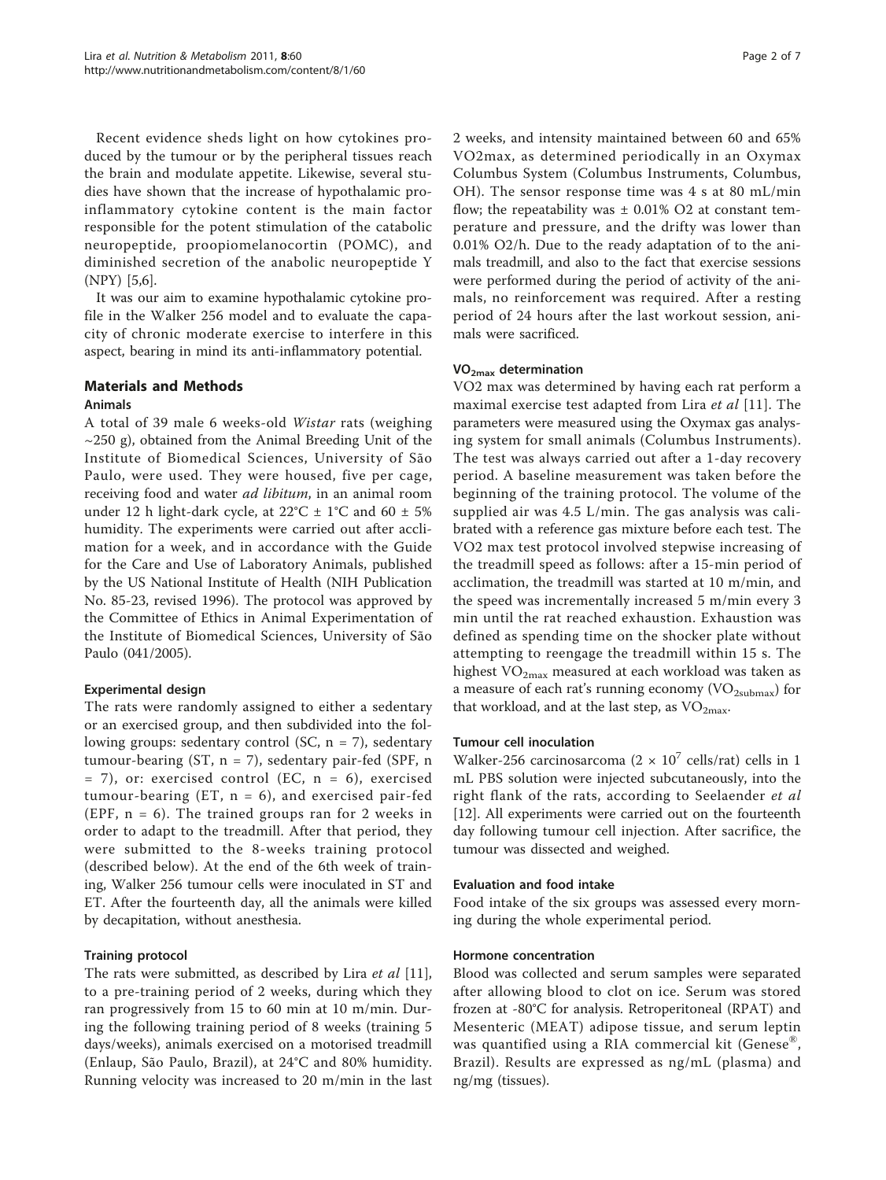Recent evidence sheds light on how cytokines produced by the tumour or by the peripheral tissues reach the brain and modulate appetite. Likewise, several studies have shown that the increase of hypothalamic proinflammatory cytokine content is the main factor responsible for the potent stimulation of the catabolic neuropeptide, proopiomelanocortin (POMC), and diminished secretion of the anabolic neuropeptide Y (NPY) [5,6].

It was our aim to examine hypothalamic cytokine profile in the Walker 256 model and to evaluate the capacity of chronic moderate exercise to interfere in this aspect, bearing in mind its anti-inflammatory potential.

## Materials and Methods

### Animals

A total of 39 male 6 weeks-old *Wistar* rats (weighing ~250 g), obtained from the Animal Breeding Unit of the Institute of Biomedical Sciences, University of São Paulo, were used. They were housed, five per cage, receiving food and water *ad libitum*, in an animal room under 12 h light-dark cycle, at 22°C ± 1°C and 60 ± 5% humidity. The experiments were carried out after acclimation for a week, and in accordance with the Guide for the Care and Use of Laboratory Animals, published by the US National Institute of Health (NIH Publication No. 85-23, revised 1996). The protocol was approved by the Committee of Ethics in Animal Experimentation of the Institute of Biomedical Sciences, University of São Paulo (041/2005).

### Experimental design

The rats were randomly assigned to either a sedentary or an exercised group, and then subdivided into the following groups: sedentary control (SC, n = 7), sedentary tumour-bearing (ST, n = 7), sedentary pair-fed (SPF, n = 7), or: exercised control (EC, n = 6), exercised tumour-bearing (ET, n = 6), and exercised pair-fed (EPF, n = 6). The trained groups ran for 2 weeks in order to adapt to the treadmill. After that period, they were submitted to the 8-weeks training protocol (described below). At the end of the 6th week of training, Walker 256 tumour cells were inoculated in ST and ET. After the fourteenth day, all the animals were killed by decapitation, without anesthesia.

### Training protocol

The rats were submitted, as described by Lira *et al* [11], to a pre-training period of 2 weeks, during which they ran progressively from 15 to 60 min at 10 m/min. During the following training period of 8 weeks (training 5 days/weeks), animals exercised on a motorised treadmill (Enlaup, São Paulo, Brazil), at 24°C and 80% humidity. Running velocity was increased to 20 m/min in the last 2 weeks, and intensity maintained between 60 and 65% VO2max, as determined periodically in an Oxymax Columbus System (Columbus Instruments, Columbus, OH). The sensor response time was 4 s at 80 mL/min flow; the repeatability was ± 0.01% O2 at constant temperature and pressure, and the drifty was lower than 0.01% O2/h. Due to the ready adaptation of to the animals treadmill, and also to the fact that exercise sessions were performed during the period of activity of the animals, no reinforcement was required. After a resting period of 24 hours after the last workout session, animals were sacrificed.

### $VO_{2max}$ determination

VO2 max was determined by having each rat perform a maximal exercise test adapted from Lira *et al* [11]. The parameters were measured using the Oxymax gas analysing system for small animals (Columbus Instruments). The test was always carried out after a 1-day recovery period. A baseline measurement was taken before the beginning of the training protocol. The volume of the supplied air was 4.5 L/min. The gas analysis was calibrated with a reference gas mixture before each test. The VO2 max test protocol involved stepwise increasing of the treadmill speed as follows: after a 15-min period of acclimation, the treadmill was started at 10 m/min, and the speed was incrementally increased 5 m/min every 3 min until the rat reached exhaustion. Exhaustion was defined as spending time on the shocker plate without attempting to reengage the treadmill within 15 s. The highest $VO_{2max}$ measured at each workload was taken as a measure of each rat's running economy ($VO_{2submax}$) for that workload, and at the last step, as $VO_{2max}$.

### Tumour cell inoculation

Walker-256 carcinosarcoma ($2 \times 10^7$ cells/rat) cells in 1 mL PBS solution were injected subcutaneously, into the right flank of the rats, according to Seelaender *et al* [12]. All experiments were carried out on the fourteenth day following tumour cell injection. After sacrifice, the tumour was dissected and weighed.

### Evaluation and food intake

Food intake of the six groups was assessed every morning during the whole experimental period.

### Hormone concentration

Blood was collected and serum samples were separated after allowing blood to clot on ice. Serum was stored frozen at -80°C for analysis. Retroperitoneal (RPAT) and Mesenteric (MEAT) adipose tissue, and serum leptin was quantified using a RIA commercial kit (Genese®, Brazil). Results are expressed as ng/mL (plasma) and ng/mg (tissues).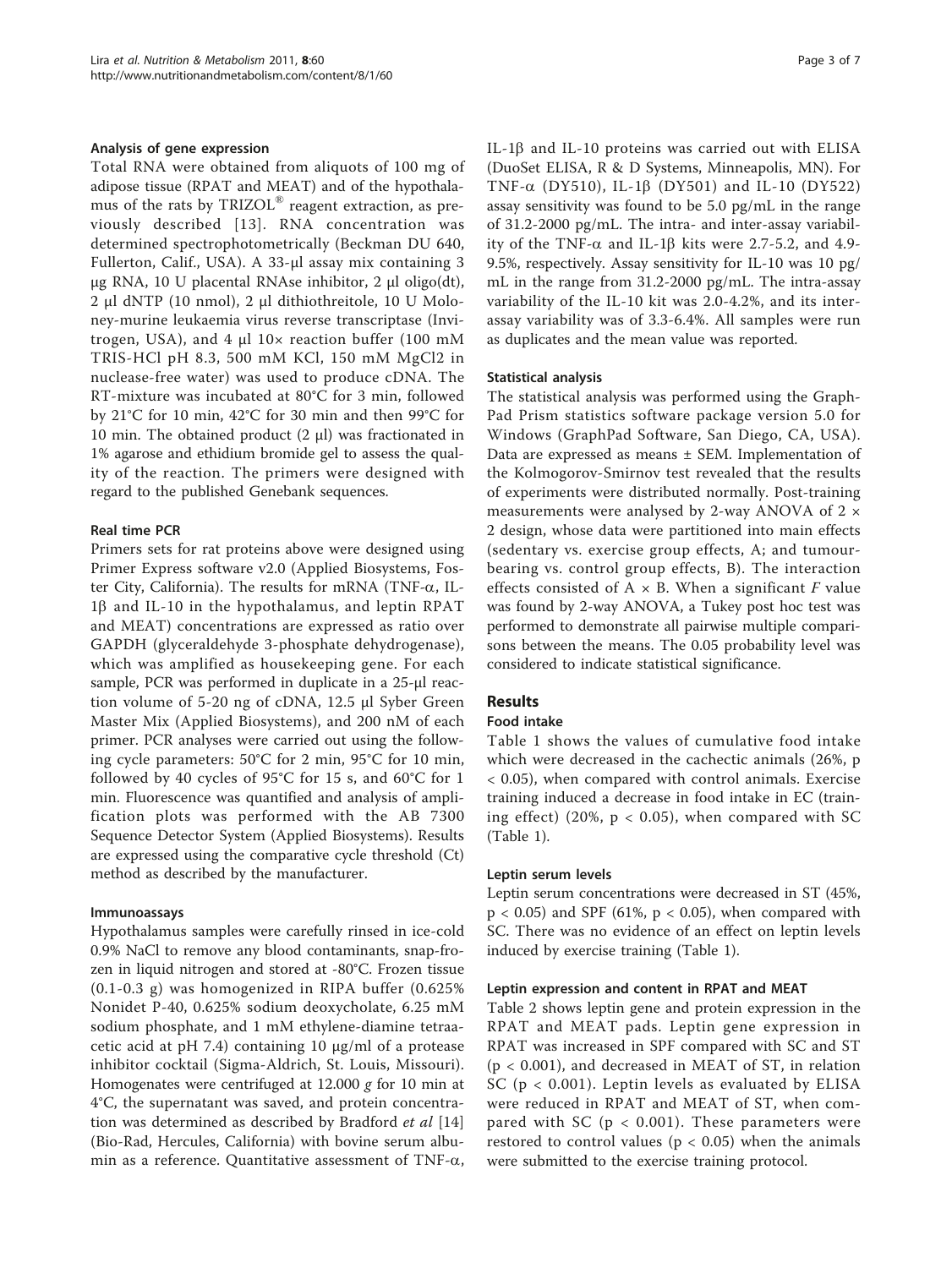### Analysis of gene expression

Total RNA were obtained from aliquots of 100 mg of adipose tissue (RPAT and MEAT) and of the hypothalamus of the rats by TRIZOL® reagent extraction, as previously described [13]. RNA concentration was determined spectrophotometrically (Beckman DU 640, Fullerton, Calif., USA). A 33-μl assay mix containing 3 μg RNA, 10 U placental RNAse inhibitor, 2 μl oligo(dt), 2 μl dNTP (10 nmol), 2 μl dithiothreitole, 10 U Moloney-murine leukaemia virus reverse transcriptase (Invitrogen, USA), and 4 μl 10× reaction buffer (100 mM TRIS-HCl pH 8.3, 500 mM KCl, 150 mM MgCl2 in nuclease-free water) was used to produce cDNA. The RT-mixture was incubated at 80°C for 3 min, followed by 21°C for 10 min, 42°C for 30 min and then 99°C for 10 min. The obtained product (2 μl) was fractionated in 1% agarose and ethidium bromide gel to assess the quality of the reaction. The primers were designed with regard to the published Genebank sequences.

### Real time PCR

Primers sets for rat proteins above were designed using Primer Express software v2.0 (Applied Biosystems, Foster City, California). The results for mRNA (TNF-α, IL-1β and IL-10 in the hypothalamus, and leptin RPAT and MEAT) concentrations are expressed as ratio over GAPDH (glyceraldehyde 3-phosphate dehydrogenase), which was amplified as housekeeping gene. For each sample, PCR was performed in duplicate in a 25-μl reaction volume of 5-20 ng of cDNA, 12.5 μl Syber Green Master Mix (Applied Biosystems), and 200 nM of each primer. PCR analyses were carried out using the following cycle parameters: 50°C for 2 min, 95°C for 10 min, followed by 40 cycles of 95°C for 15 s, and 60°C for 1 min. Fluorescence was quantified and analysis of amplification plots was performed with the AB 7300 Sequence Detector System (Applied Biosystems). Results are expressed using the comparative cycle threshold (Ct) method as described by the manufacturer.

### Immunoassays

Hypothalamus samples were carefully rinsed in ice-cold 0.9% NaCl to remove any blood contaminants, snap-frozen in liquid nitrogen and stored at -80°C. Frozen tissue (0.1-0.3 g) was homogenized in RIPA buffer (0.625% Nonidet P-40, 0.625% sodium deoxycholate, 6.25 mM sodium phosphate, and 1 mM ethylene-diamine tetraacetic acid at pH 7.4) containing 10 μg/ml of a protease inhibitor cocktail (Sigma-Aldrich, St. Louis, Missouri). Homogenates were centrifuged at 12.000 *g* for 10 min at 4°C, the supernatant was saved, and protein concentration was determined as described by Bradford *et al* [14] (Bio-Rad, Hercules, California) with bovine serum albumin as a reference. Quantitative assessment of TNF-α, IL-1β and IL-10 proteins was carried out with ELISA (DuoSet ELISA, R & D Systems, Minneapolis, MN). For TNF-α (DY510), IL-1β (DY501) and IL-10 (DY522) assay sensitivity was found to be 5.0 pg/mL in the range of 31.2-2000 pg/mL. The intra- and inter-assay variability of the TNF-α and IL-1β kits were 2.7-5.2, and 4.9-9.5%, respectively. Assay sensitivity for IL-10 was 10 pg/mL in the range from 31.2-2000 pg/mL. The intra-assay variability of the IL-10 kit was 2.0-4.2%, and its inter-assay variability was of 3.3-6.4%. All samples were run as duplicates and the mean value was reported.

### Statistical analysis

The statistical analysis was performed using the GraphPad Prism statistics software package version 5.0 for Windows (GraphPad Software, San Diego, CA, USA). Data are expressed as means ± SEM. Implementation of the Kolmogorov-Smirnov test revealed that the results of experiments were distributed normally. Post-training measurements were analysed by 2-way ANOVA of 2 × 2 design, whose data were partitioned into main effects (sedentary vs. exercise group effects, A; and tumour-bearing vs. control group effects, B). The interaction effects consisted of A × B. When a significant *F* value was found by 2-way ANOVA, a Tukey post hoc test was performed to demonstrate all pairwise multiple comparisons between the means. The 0.05 probability level was considered to indicate statistical significance.

## Results

### Food intake

Table 1 shows the values of cumulative food intake which were decreased in the cachectic animals (26%, $p < 0.05$), when compared with control animals. Exercise training induced a decrease in food intake in EC (training effect) (20%, $p < 0.05$), when compared with SC (Table 1).

### Leptin serum levels

Leptin serum concentrations were decreased in ST (45%, $p < 0.05$) and SPF (61%, $p < 0.05$), when compared with SC. There was no evidence of an effect on leptin levels induced by exercise training (Table 1).

### Leptin expression and content in RPAT and MEAT

Table 2 shows leptin gene and protein expression in the RPAT and MEAT pads. Leptin gene expression in RPAT was increased in SPF compared with SC and ST ($p < 0.001$), and decreased in MEAT of ST, in relation SC ($p < 0.001$). Leptin levels as evaluated by ELISA were reduced in RPAT and MEAT of ST, when compared with SC ($p < 0.001$). These parameters were restored to control values ($p < 0.05$) when the animals were submitted to the exercise training protocol.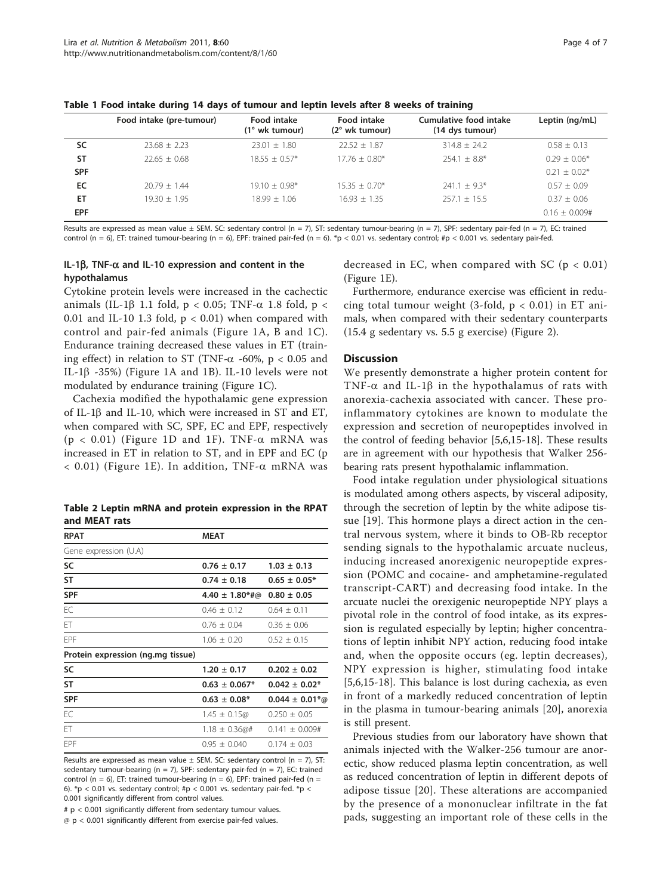**Table 1 Food intake during 14 days of tumour and leptin levels after 8 weeks of training**

| | Food intake (pre-tumour) | Food intake (1° wk tumour) | Food intake (2° wk tumour) | Cumulative food intake (14 dys tumour) | Leptin (ng/mL) |
|---|---|---|---|---|---|
| **SC** | 23.68 ± 2.23 | 23.01 ± 1.80 | 22.52 ± 1.87 | 314.8 ± 24.2 | 0.58 ± 0.13 |
| **ST** | 22.65 ± 0.68 | 18.55 ± 0.57* | 17.76 ± 0.80* | 254.1 ± 8.8* | 0.29 ± 0.06* |
| **SPF** | | | | | 0.21 ± 0.02* |
| **EC** | 20.79 ± 1.44 | 19.10 ± 0.98* | 15.35 ± 0.70* | 241.1 ± 9.3* | 0.57 ± 0.09 |
| **ET** | 19.30 ± 1.95 | 18.99 ± 1.06 | 16.93 ± 1.35 | 257.1 ± 15.5 | 0.37 ± 0.06 |
| **EPF** | | | | | 0.16 ± 0.009# |

Results are expressed as mean value ± SEM. SC: sedentary control (n = 7), ST: sedentary tumour-bearing (n = 7), SPF: sedentary pair-fed (n = 7), EC: trained control (n = 6), ET: trained tumour-bearing (n = 6), EPF: trained pair-fed (n = 6). *p < 0.01 vs. sedentary control; #p < 0.001 vs. sedentary pair-fed.

### IL-1β, TNF-α and IL-10 expression and content in the hypothalamus

Cytokine protein levels were increased in the cachectic animals (IL-1β 1.1 fold, $p < 0.05$; TNF-α 1.8 fold, $p < 0.01$ and IL-10 1.3 fold, $p < 0.01$) when compared with control and pair-fed animals (Figure 1A, B and 1C). Endurance training decreased these values in ET (training effect) in relation to ST (TNF-α -60%, $p < 0.05$ and IL-1β -35%) (Figure 1A and 1B). IL-10 levels were not modulated by endurance training (Figure 1C).

Cachexia modified the hypothalamic gene expression of IL-1β and IL-10, which were increased in ST and ET, when compared with SC, SPF, EC and EPF, respectively ($p < 0.01$) (Figure 1D and 1F). TNF-α mRNA was increased in ET in relation to ST, and in EPF and EC ($p < 0.01$) (Figure 1E). In addition, TNF-α mRNA was decreased in EC, when compared with SC ($p < 0.01$) (Figure 1E).

Furthermore, endurance exercise was efficient in reducing total tumour weight (3-fold, $p < 0.01$) in ET animals, when compared with their sedentary counterparts (15.4 g sedentary vs. 5.5 g exercise) (Figure 2).

**Table 2 Leptin mRNA and protein expression in the RPAT and MEAT rats**

| RPAT | MEAT | |
|---|---|---|
| Gene expression (U.A) | | |
| **SC** | **0.76 ± 0.17** | **1.03 ± 0.13** |
| **ST** | **0.74 ± 0.18** | **0.65 ± 0.05*** |
| **SPF** | **4.40 ± 1.80*#@** | **0.80 ± 0.05** |
| EC | 0.46 ± 0.12 | 0.64 ± 0.11 |
| ET | 0.76 ± 0.04 | 0.36 ± 0.06 |
| EPF | 1.06 ± 0.20 | 0.52 ± 0.15 |
| **Protein expression (ng.mg tissue)** | | |
| **SC** | **1.20 ± 0.17** | **0.202 ± 0.02** |
| **ST** | **0.63 ± 0.067*** | **0.042 ± 0.02*** |
| **SPF** | **0.63 ± 0.08*** | **0.044 ± 0.01*@** |
| EC | 1.45 ± 0.15@ | 0.250 ± 0.05 |
| ET | 1.18 ± 0.36@# | 0.141 ± 0.009# |
| EPF | 0.95 ± 0.040 | 0.174 ± 0.03 |

Results are expressed as mean value ± SEM. SC: sedentary control (n = 7), ST: sedentary tumour-bearing (n = 7), SPF: sedentary pair-fed (n = 7), EC: trained control (n = 6), ET: trained tumour-bearing (n = 6), EPF: trained pair-fed (n = 6). *p < 0.01 vs. sedentary control; #p < 0.001 vs. sedentary pair-fed. *p < 0.001 significantly different from control values.

# p < 0.001 significantly different from sedentary tumour values.

@ p < 0.001 significantly different from exercise pair-fed values.

## Discussion

We presently demonstrate a higher protein content for TNF-α and IL-1β in the hypothalamus of rats with anorexia-cachexia associated with cancer. These pro-inflammatory cytokines are known to modulate the expression and secretion of neuropeptides involved in the control of feeding behavior [5,6,15-18]. These results are in agreement with our hypothesis that Walker 256-bearing rats present hypothalamic inflammation.

Food intake regulation under physiological situations is modulated among others aspects, by visceral adiposity, through the secretion of leptin by the white adipose tissue [19]. This hormone plays a direct action in the central nervous system, where it binds to OB-Rb receptor sending signals to the hypothalamic arcuate nucleus, inducing increased anorexigenic neuropeptide expression (POMC and cocaine- and amphetamine-regulated transcript-CART) and decreasing food intake. In the arcuate nuclei the orexigenic neuropeptide NPY plays a pivotal role in the control of food intake, as its expression is regulated especially by leptin; higher concentrations of leptin inhibit NPY action, reducing food intake and, when the opposite occurs (eg. leptin decreases), NPY expression is higher, stimulating food intake [5,6,15-18]. This balance is lost during cachexia, as even in front of a markedly reduced concentration of leptin in the plasma in tumour-bearing animals [20], anorexia is still present.

Previous studies from our laboratory have shown that animals injected with the Walker-256 tumour are anorectic, show reduced plasma leptin concentration, as well as reduced concentration of leptin in different depots of adipose tissue [20]. These alterations are accompanied by the presence of a mononuclear infiltrate in the fat pads, suggesting an important role of these cells in the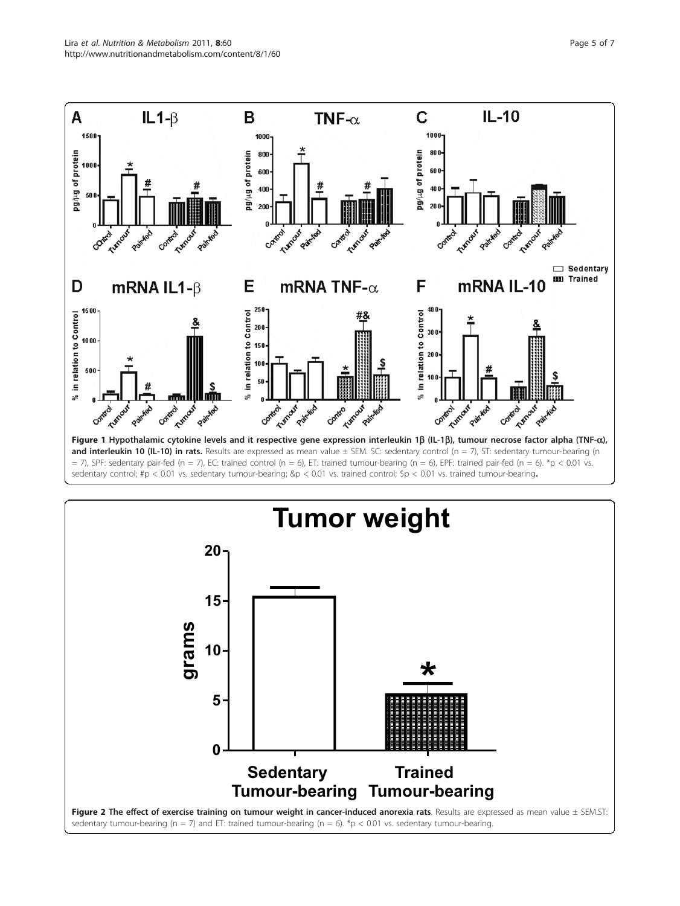**Figure 1 Hypothalamic cytokine levels and it respective gene expression interleukin 1β (IL-1β), tumour necrose factor alpha (TNF-α), and interleukin 10 (IL-10) in rats.** Results are expressed as mean value ± SEM. SC: sedentary control (n = 7), ST: sedentary tumour-bearing (n = 7), SPF: sedentary pair-fed (n = 7), EC: trained control (n = 6), ET: trained tumour-bearing (n = 6), EPF: trained pair-fed (n = 6). *p < 0.01 vs. sedentary control; #p < 0.01 vs. sedentary tumour-bearing; &p < 0.01 vs. trained control; $p < 0.01 vs. trained tumour-bearing.

**Figure 2 The effect of exercise training on tumour weight in cancer-induced anorexia rats**. Results are expressed as mean value ± SEM.ST: sedentary tumour-bearing (n = 7) and ET: trained tumour-bearing (n = 6). *p < 0.01 vs. sedentary tumour-bearing.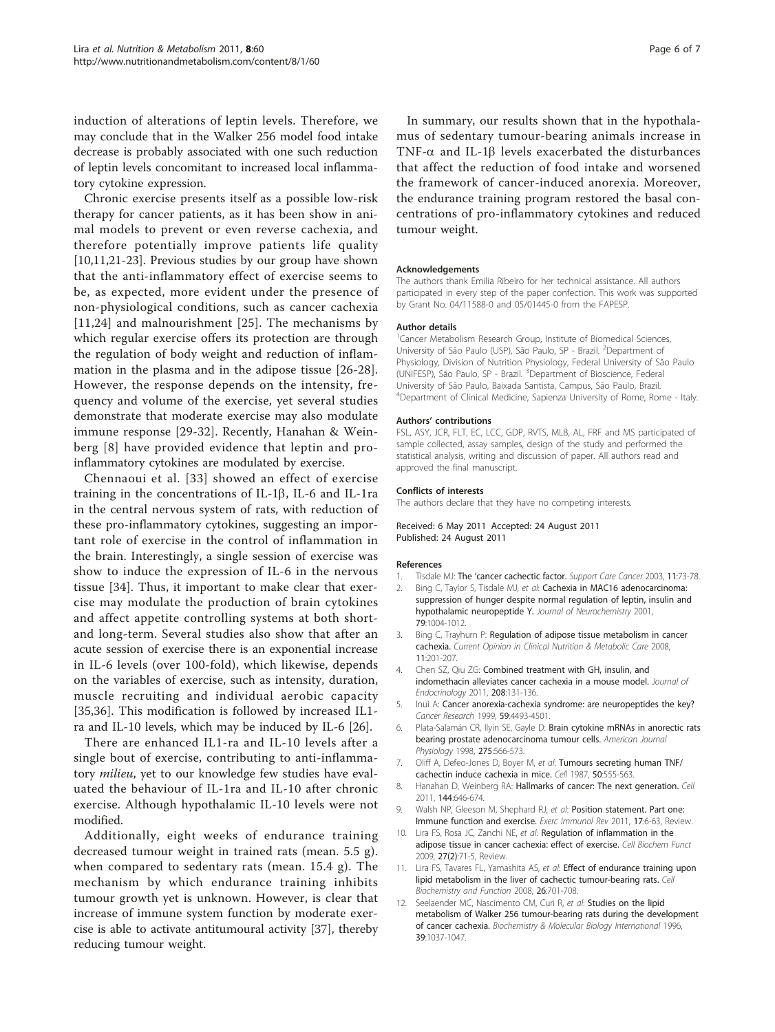induction of alterations of leptin levels. Therefore, we may conclude that in the Walker 256 model food intake decrease is probably associated with one such reduction of leptin levels concomitant to increased local inflammatory cytokine expression.

Chronic exercise presents itself as a possible low-risk therapy for cancer patients, as it has been show in animal models to prevent or even reverse cachexia, and therefore potentially improve patients life quality [10,11,21-23]. Previous studies by our group have shown that the anti-inflammatory effect of exercise seems to be, as expected, more evident under the presence of non-physiological conditions, such as cancer cachexia [11,24] and malnourishment [25]. The mechanisms by which regular exercise offers its protection are through the regulation of body weight and reduction of inflammation in the plasma and in the adipose tissue [26-28]. However, the response depends on the intensity, frequency and volume of the exercise, yet several studies demonstrate that moderate exercise may also modulate immune response [29-32]. Recently, Hanahan & Weinberg [8] have provided evidence that leptin and pro-inflammatory cytokines are modulated by exercise.

Chennaoui et al. [33] showed an effect of exercise training in the concentrations of IL-1β, IL-6 and IL-1ra in the central nervous system of rats, with reduction of these pro-inflammatory cytokines, suggesting an important role of exercise in the control of inflammation in the brain. Interestingly, a single session of exercise was show to induce the expression of IL-6 in the nervous tissue [34]. Thus, it important to make clear that exercise may modulate the production of brain cytokines and affect appetite controlling systems at both short- and long-term. Several studies also show that after an acute session of exercise there is an exponential increase in IL-6 levels (over 100-fold), which likewise, depends on the variables of exercise, such as intensity, duration, muscle recruiting and individual aerobic capacity [35,36]. This modification is followed by increased IL1-ra and IL-10 levels, which may be induced by IL-6 [26].

There are enhanced IL1-ra and IL-10 levels after a single bout of exercise, contributing to anti-inflammatory *milieu*, yet to our knowledge few studies have evaluated the behaviour of IL-1ra and IL-10 after chronic exercise. Although hypothalamic IL-10 levels were not modified.

Additionally, eight weeks of endurance training decreased tumour weight in trained rats (mean. 5.5 g). when compared to sedentary rats (mean. 15.4 g). The mechanism by which endurance training inhibits tumour growth yet is unknown. However, is clear that increase of immune system function by moderate exercise is able to activate antitumoural activity [37], thereby reducing tumour weight.

In summary, our results shown that in the hypothalamus of sedentary tumour-bearing animals increase in TNF-α and IL-1β levels exacerbated the disturbances that affect the reduction of food intake and worsened the framework of cancer-induced anorexia. Moreover, the endurance training program restored the basal concentrations of pro-inflammatory cytokines and reduced tumour weight.

#### Acknowledgements

The authors thank Emilia Ribeiro for her technical assistance. All authors participated in every step of the paper confection. This work was supported by Grant No. 04/11588-0 and 05/01445-0 from the FAPESP.

#### Author details

[1]Cancer Metabolism Research Group, Institute of Biomedical Sciences, University of São Paulo (USP), São Paulo, SP - Brazil. [2]Department of Physiology, Division of Nutrition Physiology, Federal University of São Paulo (UNIFESP), São Paulo, SP - Brazil. [3]Department of Bioscience, Federal University of São Paulo, Baixada Santista, Campus, São Paulo, Brazil. [4]Department of Clinical Medicine, Sapienza University of Rome, Rome - Italy.

#### Authors' contributions

FSL, ASY, JCR, FLT, EC, LCC, GDP, RVTS, MLB, AL, FRF and MS participated of sample collected, assay samples, design of the study and performed the statistical analysis, writing and discussion of paper. All authors read and approved the final manuscript.

#### Conflicts of interests

The authors declare that they have no competing interests.

Received: 6 May 2011 Accepted: 24 August 2011
Published: 24 August 2011

#### References

1. Tisdale MJ: The 'cancer cachectic factor. *Support Care Cancer* 2003, 11:73-78.
2. Bing C, Taylor S, Tisdale MJ, et al: Cachexia in MAC16 adenocarcinoma: suppression of hunger despite normal regulation of leptin, insulin and hypothalamic neuropeptide Y. *Journal of Neurochemistry* 2001, 79:1004-1012.
3. Bing C, Trayhurn P: Regulation of adipose tissue metabolism in cancer cachexia. *Current Opinion in Clinical Nutrition & Metabolic Care* 2008, 11:201-207.
4. Chen SZ, Qiu ZG: Combined treatment with GH, insulin, and indomethacin alleviates cancer cachexia in a mouse model. *Journal of Endocrinology* 2011, 208:131-136.
5. Inui A: Cancer anorexia-cachexia syndrome: are neuropeptides the key? *Cancer Research* 1999, 59:4493-4501.
6. Plata-Salamán CR, Ilyin SE, Gayle D: Brain cytokine mRNAs in anorectic rats bearing prostate adenocarcinoma tumour cells. *American Journal Physiology* 1998, 275:566-573.
7. Oliff A, Defeo-Jones D, Boyer M, et al: Tumours secreting human TNF/cachectin induce cachexia in mice. *Cell* 1987, 50:555-563.
8. Hanahan D, Weinberg RA: Hallmarks of cancer: The next generation. *Cell* 2011, 144:646-674.
9. Walsh NP, Gleeson M, Shephard RJ, et al: Position statement. Part one: Immune function and exercise. *Exerc Immunol Rev* 2011, 17:6-63, Review.
10. Lira FS, Rosa JC, Zanchi NE, et al: Regulation of inflammation in the adipose tissue in cancer cachexia: effect of exercise. *Cell Biochem Funct* 2009, 27(2):71-5, Review.
11. Lira FS, Tavares FL, Yamashita AS, et al: Effect of endurance training upon lipid metabolism in the liver of cachectic tumour-bearing rats. *Cell Biochemistry and Function* 2008, 26:701-708.
12. Seelaender MC, Nascimento CM, Curi R, et al: Studies on the lipid metabolism of Walker 256 tumour-bearing rats during the development of cancer cachexia. *Biochemistry & Molecular Biology International* 1996, 39:1037-1047.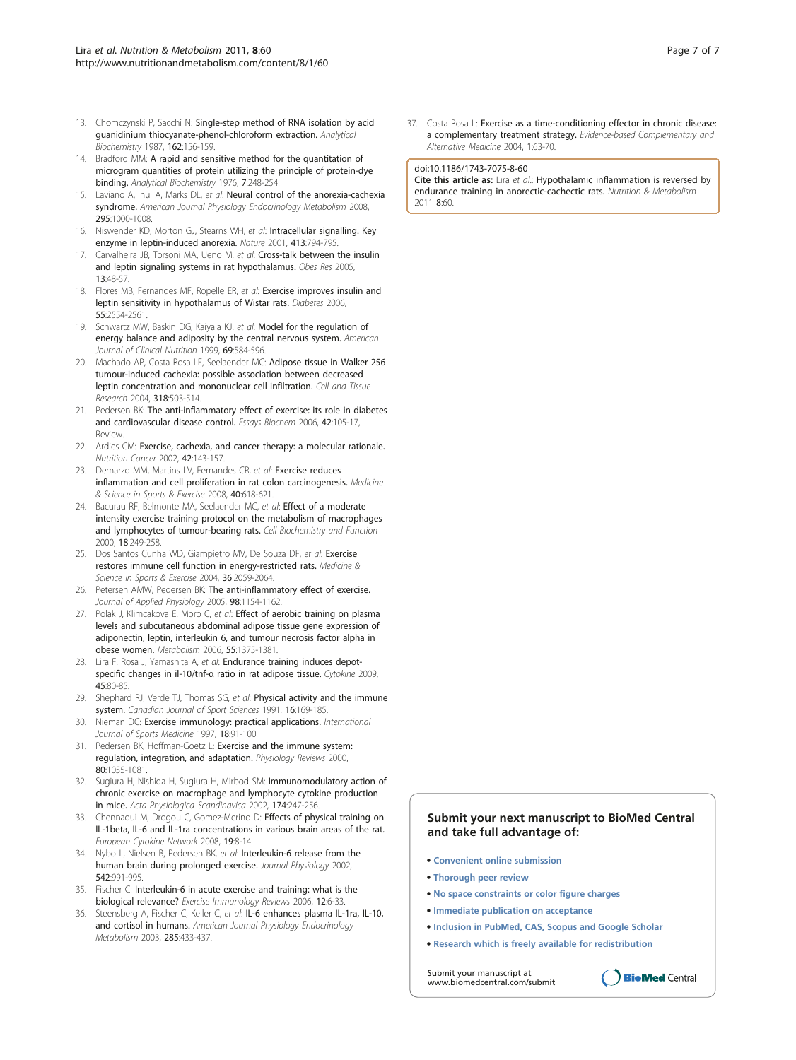13. Chomczynski P, Sacchi N: Single-step method of RNA isolation by acid guanidinium thiocyanate-phenol-chloroform extraction. *Analytical Biochemistry* 1987, **162**:156-159.
14. Bradford MM: A rapid and sensitive method for the quantitation of microgram quantities of protein utilizing the principle of protein-dye binding. *Analytical Biochemistry* 1976, **7**:248-254.
15. Laviano A, Inui A, Marks DL, *et al*: Neural control of the anorexia-cachexia syndrome. *American Journal Physiology Endocrinology Metabolism* 2008, **295**:1000-1008.
16. Niswender KD, Morton GJ, Stearns WH, *et al*: Intracellular signalling. Key enzyme in leptin-induced anorexia. *Nature* 2001, **413**:794-795.
17. Carvalheira JB, Torsoni MA, Ueno M, *et al*: Cross-talk between the insulin and leptin signaling systems in rat hypothalamus. *Obes Res* 2005, **13**:48-57.
18. Flores MB, Fernandes MF, Ropelle ER, *et al*: Exercise improves insulin and leptin sensitivity in hypothalamus of Wistar rats. *Diabetes* 2006, **55**:2554-2561.
19. Schwartz MW, Baskin DG, Kaiyala KJ, *et al*: Model for the regulation of energy balance and adiposity by the central nervous system. *American Journal of Clinical Nutrition* 1999, **69**:584-596.
20. Machado AP, Costa Rosa LF, Seelaender MC: Adipose tissue in Walker 256 tumour-induced cachexia: possible association between decreased leptin concentration and mononuclear cell infiltration. *Cell and Tissue Research* 2004, **318**:503-514.
21. Pedersen BK: The anti-inflammatory effect of exercise: its role in diabetes and cardiovascular disease control. *Essays Biochem* 2006, **42**:105-17, Review.
22. Ardies CM: Exercise, cachexia, and cancer therapy: a molecular rationale. *Nutrition Cancer* 2002, **42**:143-157.
23. Demarzo MM, Martins LV, Fernandes CR, *et al*: Exercise reduces inflammation and cell proliferation in rat colon carcinogenesis. *Medicine & Science in Sports & Exercise* 2008, **40**:618-621.
24. Bacurau RF, Belmonte MA, Seelaender MC, *et al*: Effect of a moderate intensity exercise training protocol on the metabolism of macrophages and lymphocytes of tumour-bearing rats. *Cell Biochemistry and Function* 2000, **18**:249-258.
25. Dos Santos Cunha WD, Giampietro MV, De Souza DF, *et al*: Exercise restores immune cell function in energy-restricted rats. *Medicine & Science in Sports & Exercise* 2004, **36**:2059-2064.
26. Petersen AMW, Pedersen BK: The anti-inflammatory effect of exercise. *Journal of Applied Physiology* 2005, **98**:1154-1162.
27. Polak J, Klimcakova E, Moro C, *et al*: Effect of aerobic training on plasma levels and subcutaneous abdominal adipose tissue gene expression of adiponectin, leptin, interleukin 6, and tumour necrosis factor alpha in obese women. *Metabolism* 2006, **55**:1375-1381.
28. Lira F, Rosa J, Yamashita A, *et al*: Endurance training induces depot-specific changes in il-10/tnf-α ratio in rat adipose tissue. *Cytokine* 2009, **45**:80-85.
29. Shephard RJ, Verde TJ, Thomas SG, *et al*: Physical activity and the immune system. *Canadian Journal of Sport Sciences* 1991, **16**:169-185.
30. Nieman DC: Exercise immunology: practical applications. *International Journal of Sports Medicine* 1997, **18**:91-100.
31. Pedersen BK, Hoffman-Goetz L: Exercise and the immune system: regulation, integration, and adaptation. *Physiology Reviews* 2000, **80**:1055-1081.
32. Sugiura H, Nishida H, Sugiura H, Mirbod SM: Immunomodulatory action of chronic exercise on macrophage and lymphocyte cytokine production in mice. *Acta Physiologica Scandinavica* 2002, **174**:247-256.
33. Chennaoui M, Drogou C, Gomez-Merino D: Effects of physical training on IL-1beta, IL-6 and IL-1ra concentrations in various brain areas of the rat. *European Cytokine Network* 2008, **19**:8-14.
34. Nybo L, Nielsen B, Pedersen BK, *et al*: Interleukin-6 release from the human brain during prolonged exercise. *Journal Physiology* 2002, **542**:991-995.
35. Fischer C: Interleukin-6 in acute exercise and training: what is the biological relevance? *Exercise Immunology Reviews* 2006, **12**:6-33.
36. Steensberg A, Fischer C, Keller C, *et al*: IL-6 enhances plasma IL-1ra, IL-10, and cortisol in humans. *American Journal Physiology Endocrinology Metabolism* 2003, **285**:433-437.
37. Costa Rosa L: Exercise as a time-conditioning effector in chronic disease: a complementary treatment strategy. *Evidence-based Complementary and Alternative Medicine* 2004, **1**:63-70.

doi:10.1186/1743-7075-8-60
**Cite this article as:** Lira *et al.*: Hypothalamic inflammation is reversed by endurance training in anorectic-cachectic rats. *Nutrition & Metabolism* 2011 **8**:60.

**Submit your next manuscript to BioMed Central and take full advantage of:**

- Convenient online submission
- Thorough peer review
- No space constraints or color figure charges
- Immediate publication on acceptance
- Inclusion in PubMed, CAS, Scopus and Google Scholar
- Research which is freely available for redistribution

Submit your manuscript at
www.biomedcentral.com/submit

BioMed Central